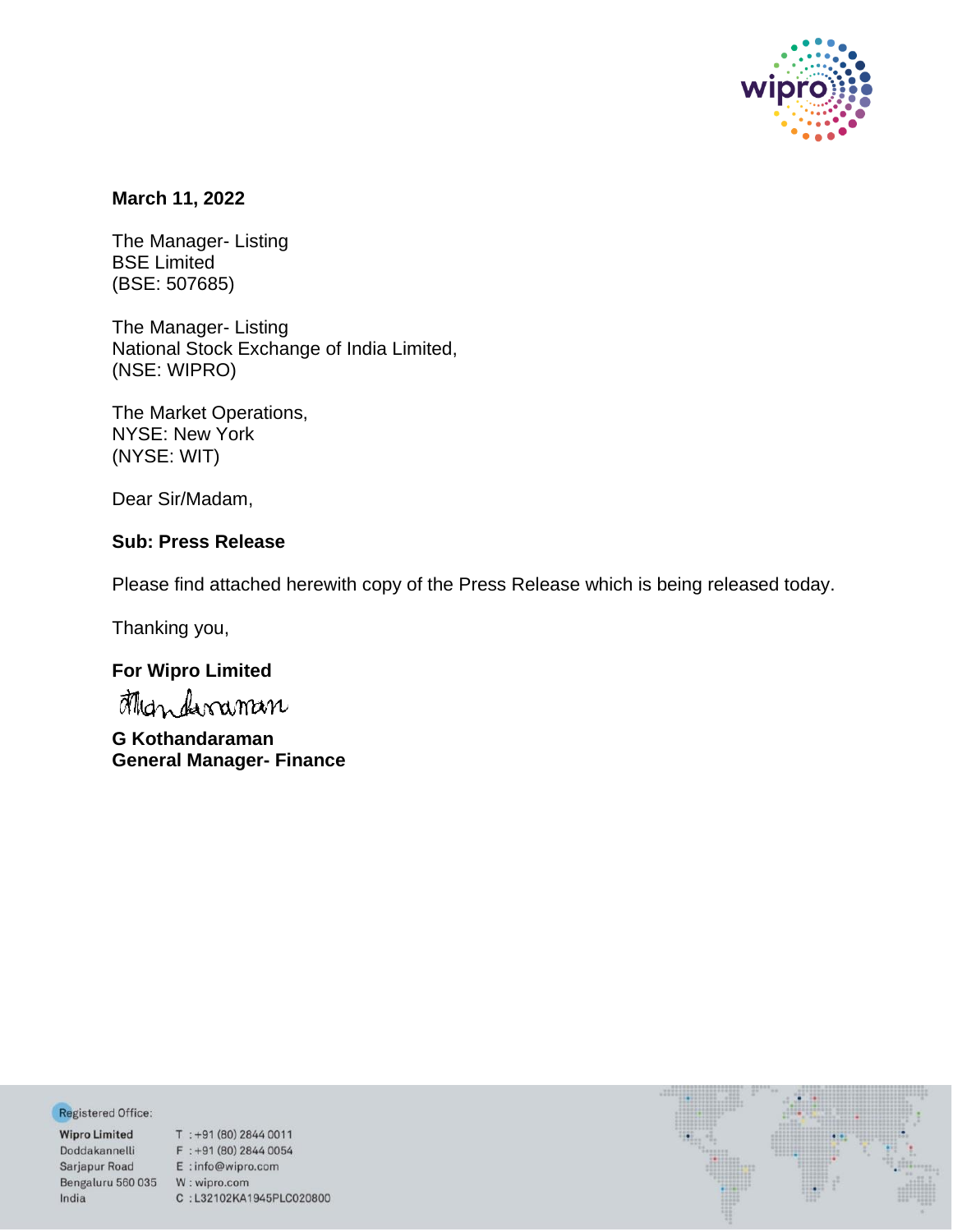**March 11, 2022**

The Manager- Listing
BSE Limited
(BSE: 507685)

The Manager- Listing
National Stock Exchange of India Limited,
(NSE: WIPRO)

The Market Operations,
NYSE: New York
(NYSE: WIT)

Dear Sir/Madam,

**Sub: Press Release**

Please find attached herewith copy of the Press Release which is being released today.

Thanking you,

**For Wipro Limited**

**G Kothandaraman**
**General Manager- Finance**

Registered Office:

Wipro Limited
Doddakannelli
Sarjapur Road
Bengaluru 560 035
India

T : +91 (80) 2844 0011
F : +91 (80) 2844 0054
E : info@wipro.com
W : wipro.com
C : L32102KA1945PLC020800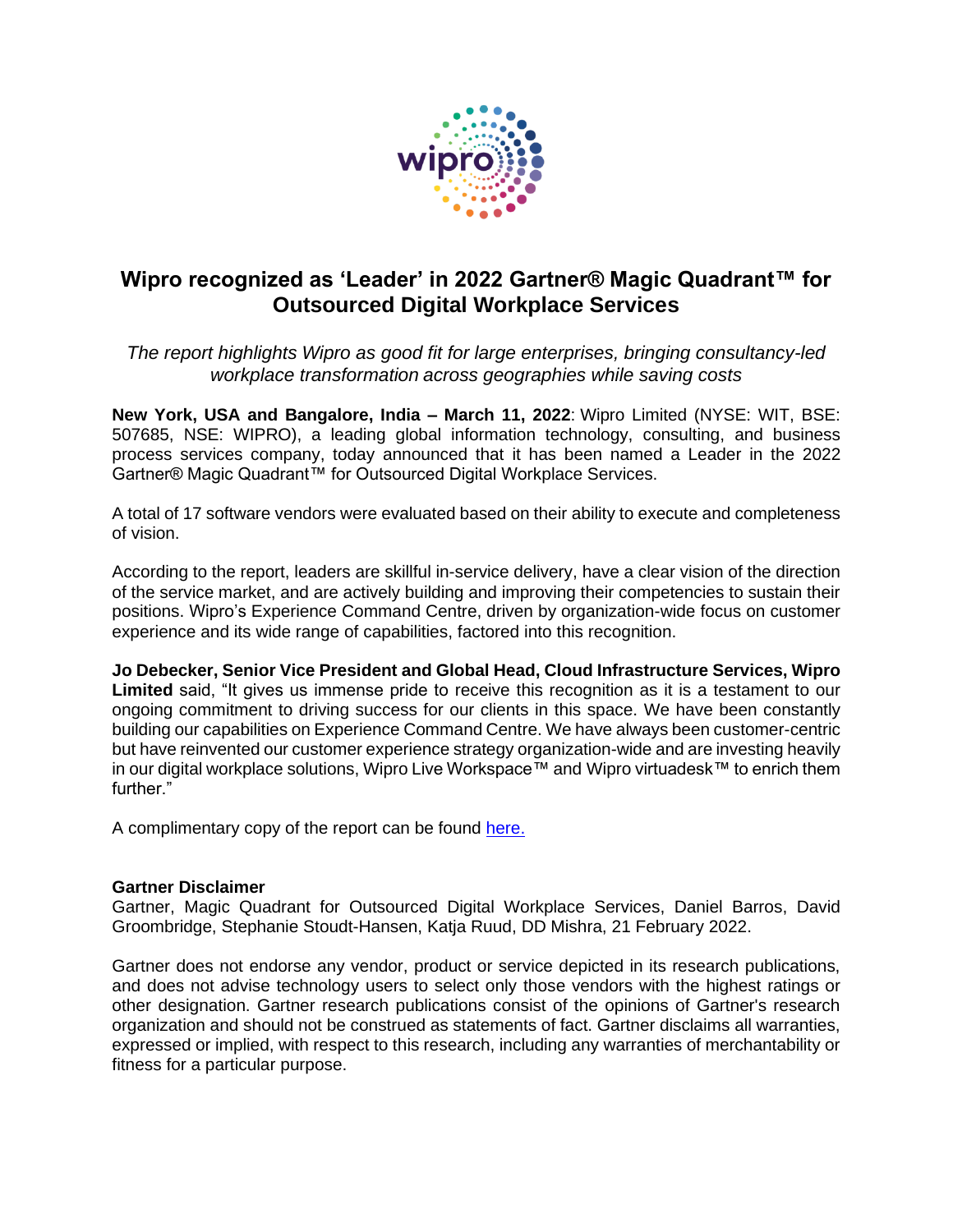# Wipro recognized as 'Leader' in 2022 Gartner® Magic Quadrant™ for Outsourced Digital Workplace Services

*The report highlights Wipro as good fit for large enterprises, bringing consultancy-led workplace transformation across geographies while saving costs*

**New York, USA and Bangalore, India – March 11, 2022**: Wipro Limited (NYSE: WIT, BSE: 507685, NSE: WIPRO), a leading global information technology, consulting, and business process services company, today announced that it has been named a Leader in the 2022 Gartner® Magic Quadrant™ for Outsourced Digital Workplace Services.

A total of 17 software vendors were evaluated based on their ability to execute and completeness of vision.

According to the report, leaders are skillful in-service delivery, have a clear vision of the direction of the service market, and are actively building and improving their competencies to sustain their positions. Wipro's Experience Command Centre, driven by organization-wide focus on customer experience and its wide range of capabilities, factored into this recognition.

**Jo Debecker, Senior Vice President and Global Head, Cloud Infrastructure Services, Wipro Limited** said, "It gives us immense pride to receive this recognition as it is a testament to our ongoing commitment to driving success for our clients in this space. We have been constantly building our capabilities on Experience Command Centre. We have always been customer-centric but have reinvented our customer experience strategy organization-wide and are investing heavily in our digital workplace solutions, Wipro Live Workspace™ and Wipro virtuadesk™ to enrich them further."

A complimentary copy of the report can be found here.

**Gartner Disclaimer**
Gartner, Magic Quadrant for Outsourced Digital Workplace Services, Daniel Barros, David Groombridge, Stephanie Stoudt-Hansen, Katja Ruud, DD Mishra, 21 February 2022.

Gartner does not endorse any vendor, product or service depicted in its research publications, and does not advise technology users to select only those vendors with the highest ratings or other designation. Gartner research publications consist of the opinions of Gartner's research organization and should not be construed as statements of fact. Gartner disclaims all warranties, expressed or implied, with respect to this research, including any warranties of merchantability or fitness for a particular purpose.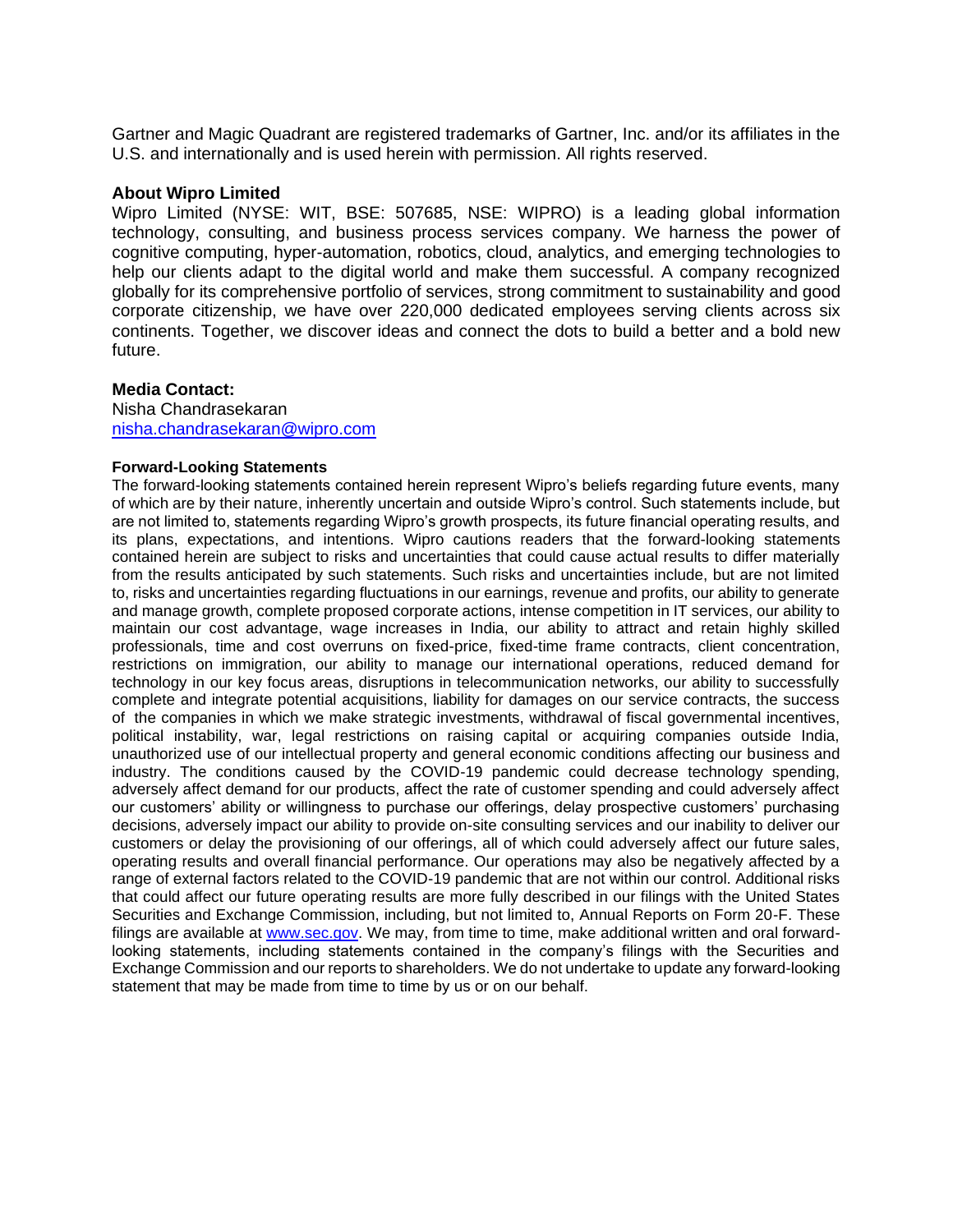Gartner and Magic Quadrant are registered trademarks of Gartner, Inc. and/or its affiliates in the U.S. and internationally and is used herein with permission. All rights reserved.

### About Wipro Limited

Wipro Limited (NYSE: WIT, BSE: 507685, NSE: WIPRO) is a leading global information technology, consulting, and business process services company. We harness the power of cognitive computing, hyper-automation, robotics, cloud, analytics, and emerging technologies to help our clients adapt to the digital world and make them successful. A company recognized globally for its comprehensive portfolio of services, strong commitment to sustainability and good corporate citizenship, we have over 220,000 dedicated employees serving clients across six continents. Together, we discover ideas and connect the dots to build a better and a bold new future.

### Media Contact:

Nisha Chandrasekaran
nisha.chandrasekaran@wipro.com

#### Forward-Looking Statements

The forward-looking statements contained herein represent Wipro's beliefs regarding future events, many of which are by their nature, inherently uncertain and outside Wipro's control. Such statements include, but are not limited to, statements regarding Wipro's growth prospects, its future financial operating results, and its plans, expectations, and intentions. Wipro cautions readers that the forward-looking statements contained herein are subject to risks and uncertainties that could cause actual results to differ materially from the results anticipated by such statements. Such risks and uncertainties include, but are not limited to, risks and uncertainties regarding fluctuations in our earnings, revenue and profits, our ability to generate and manage growth, complete proposed corporate actions, intense competition in IT services, our ability to maintain our cost advantage, wage increases in India, our ability to attract and retain highly skilled professionals, time and cost overruns on fixed-price, fixed-time frame contracts, client concentration, restrictions on immigration, our ability to manage our international operations, reduced demand for technology in our key focus areas, disruptions in telecommunication networks, our ability to successfully complete and integrate potential acquisitions, liability for damages on our service contracts, the success of the companies in which we make strategic investments, withdrawal of fiscal governmental incentives, political instability, war, legal restrictions on raising capital or acquiring companies outside India, unauthorized use of our intellectual property and general economic conditions affecting our business and industry. The conditions caused by the COVID-19 pandemic could decrease technology spending, adversely affect demand for our products, affect the rate of customer spending and could adversely affect our customers' ability or willingness to purchase our offerings, delay prospective customers' purchasing decisions, adversely impact our ability to provide on-site consulting services and our inability to deliver our customers or delay the provisioning of our offerings, all of which could adversely affect our future sales, operating results and overall financial performance. Our operations may also be negatively affected by a range of external factors related to the COVID-19 pandemic that are not within our control. Additional risks that could affect our future operating results are more fully described in our filings with the United States Securities and Exchange Commission, including, but not limited to, Annual Reports on Form 20-F. These filings are available at www.sec.gov. We may, from time to time, make additional written and oral forward-looking statements, including statements contained in the company's filings with the Securities and Exchange Commission and our reports to shareholders. We do not undertake to update any forward-looking statement that may be made from time to time by us or on our behalf.